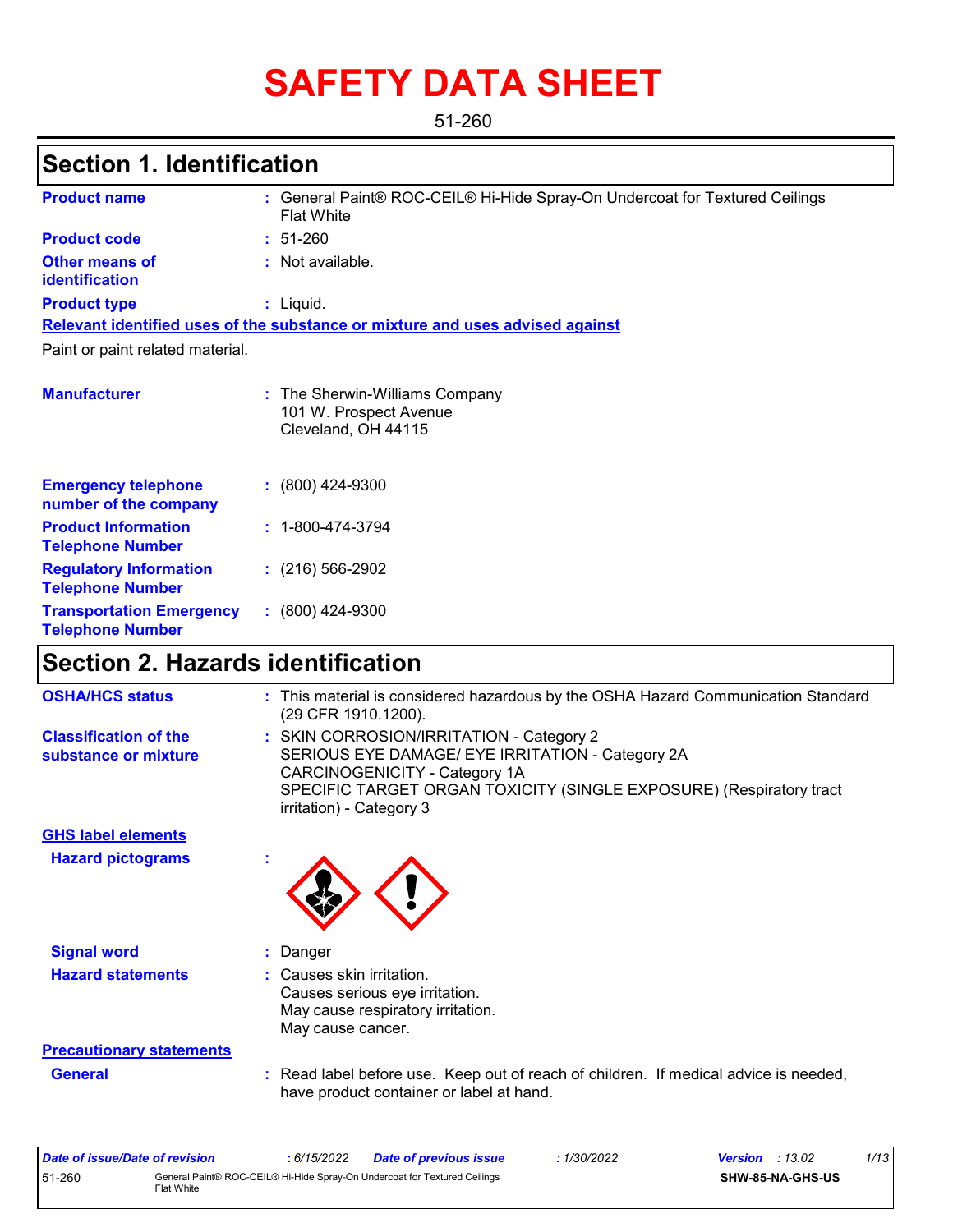# SAFETY DATA SHEET

51-260

## Section 1. Identification

| | | |
|---|---|---|
| **Product name** | : | General Paint® ROC-CEIL® Hi-Hide Spray-On Undercoat for Textured Ceilings Flat White |
| **Product code** | : | 51-260 |
| **Other means of identification** | : | Not available. |
| **Product type** | : | Liquid. |

**Relevant identified uses of the substance or mixture and uses advised against**

Paint or paint related material.

| | | |
|---|---|---|
| **Manufacturer** | : | The Sherwin-Williams Company<br>101 W. Prospect Avenue<br>Cleveland, OH 44115 |
| **Emergency telephone number of the company** | : | (800) 424-9300 |
| **Product Information Telephone Number** | : | 1-800-474-3794 |
| **Regulatory Information Telephone Number** | : | (216) 566-2902 |
| **Transportation Emergency Telephone Number** | : | (800) 424-9300 |

## Section 2. Hazards identification

| | | |
|---|---|---|
| **OSHA/HCS status** | : | This material is considered hazardous by the OSHA Hazard Communication Standard (29 CFR 1910.1200). |
| **Classification of the substance or mixture** | : | SKIN CORROSION/IRRITATION - Category 2<br>SERIOUS EYE DAMAGE/ EYE IRRITATION - Category 2A<br>CARCINOGENICITY - Category 1A<br>SPECIFIC TARGET ORGAN TOXICITY (SINGLE EXPOSURE) (Respiratory tract irritation) - Category 3 |

**GHS label elements**

| | | |
|---|---|---|
| **Hazard pictograms** | : | |
| **Signal word** | : | Danger |
| **Hazard statements** | : | Causes skin irritation.<br>Causes serious eye irritation.<br>May cause respiratory irritation.<br>May cause cancer. |

**Precautionary statements**

| | | |
|---|---|---|
| **General** | : | Read label before use. Keep out of reach of children. If medical advice is needed, have product container or label at hand. |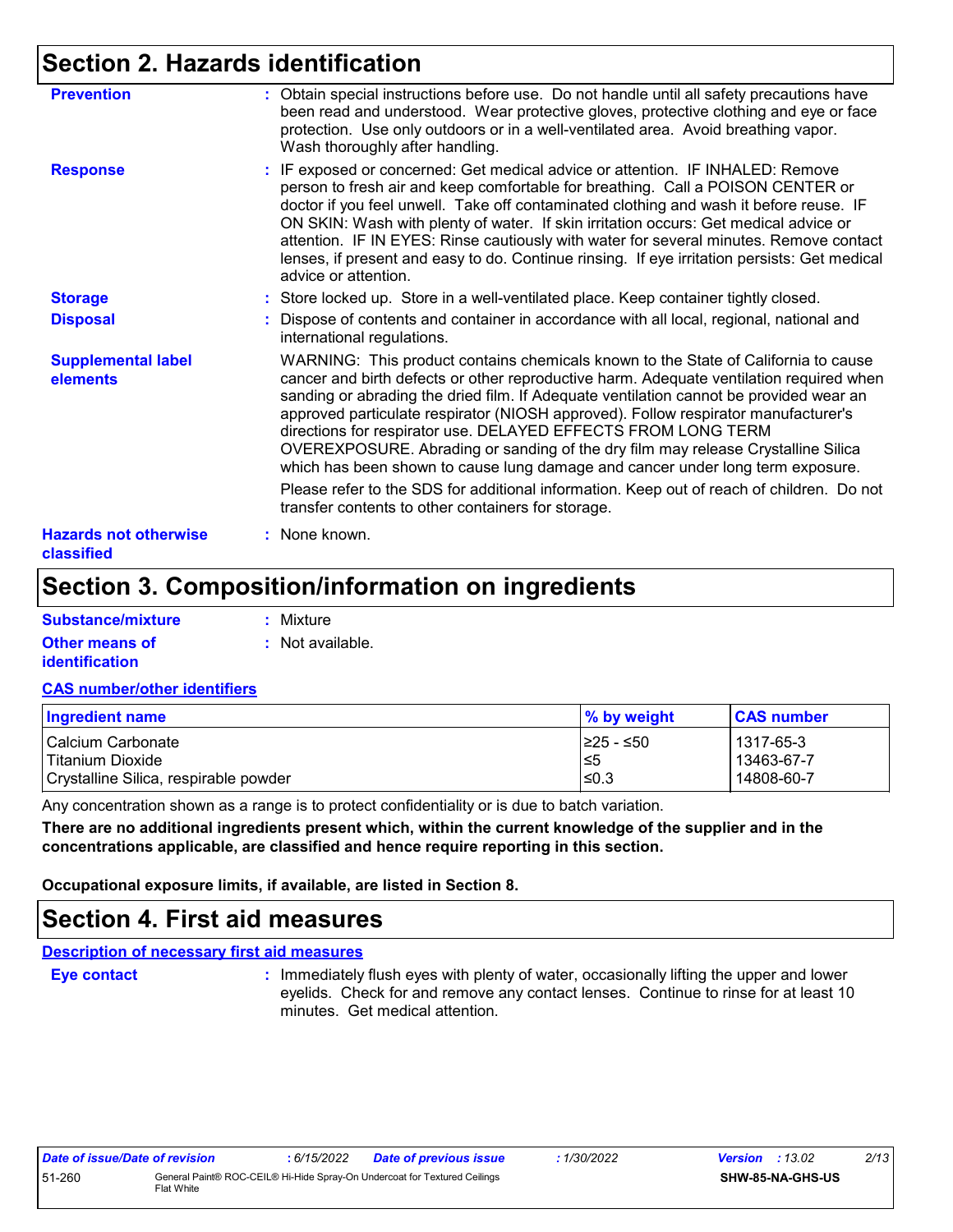## Section 2. Hazards identification

**Prevention** : Obtain special instructions before use. Do not handle until all safety precautions have been read and understood. Wear protective gloves, protective clothing and eye or face protection. Use only outdoors or in a well-ventilated area. Avoid breathing vapor. Wash thoroughly after handling.

**Response** : IF exposed or concerned: Get medical advice or attention. IF INHALED: Remove person to fresh air and keep comfortable for breathing. Call a POISON CENTER or doctor if you feel unwell. Take off contaminated clothing and wash it before reuse. IF ON SKIN: Wash with plenty of water. If skin irritation occurs: Get medical advice or attention. IF IN EYES: Rinse cautiously with water for several minutes. Remove contact lenses, if present and easy to do. Continue rinsing. If eye irritation persists: Get medical advice or attention.

**Storage** : Store locked up. Store in a well-ventilated place. Keep container tightly closed.

**Disposal** : Dispose of contents and container in accordance with all local, regional, national and international regulations.

**Supplemental label elements** WARNING: This product contains chemicals known to the State of California to cause cancer and birth defects or other reproductive harm. Adequate ventilation required when sanding or abrading the dried film. If Adequate ventilation cannot be provided wear an approved particulate respirator (NIOSH approved). Follow respirator manufacturer's directions for respirator use. DELAYED EFFECTS FROM LONG TERM OVEREXPOSURE. Abrading or sanding of the dry film may release Crystalline Silica which has been shown to cause lung damage and cancer under long term exposure.

Please refer to the SDS for additional information. Keep out of reach of children. Do not transfer contents to other containers for storage.

**Hazards not otherwise classified** : None known.

## Section 3. Composition/information on ingredients

**Substance/mixture** : Mixture

**Other means of identification** : Not available.

**CAS number/other identifiers**

| Ingredient name | % by weight | CAS number |
|---|---|---|
| Calcium Carbonate | ≥25 - ≤50 | 1317-65-3 |
| Titanium Dioxide | ≤5 | 13463-67-7 |
| Crystalline Silica, respirable powder | ≤0.3 | 14808-60-7 |

Any concentration shown as a range is to protect confidentiality or is due to batch variation.

**There are no additional ingredients present which, within the current knowledge of the supplier and in the concentrations applicable, are classified and hence require reporting in this section.**

**Occupational exposure limits, if available, are listed in Section 8.**

## Section 4. First aid measures

**Description of necessary first aid measures**

**Eye contact** : Immediately flush eyes with plenty of water, occasionally lifting the upper and lower eyelids. Check for and remove any contact lenses. Continue to rinse for at least 10 minutes. Get medical attention.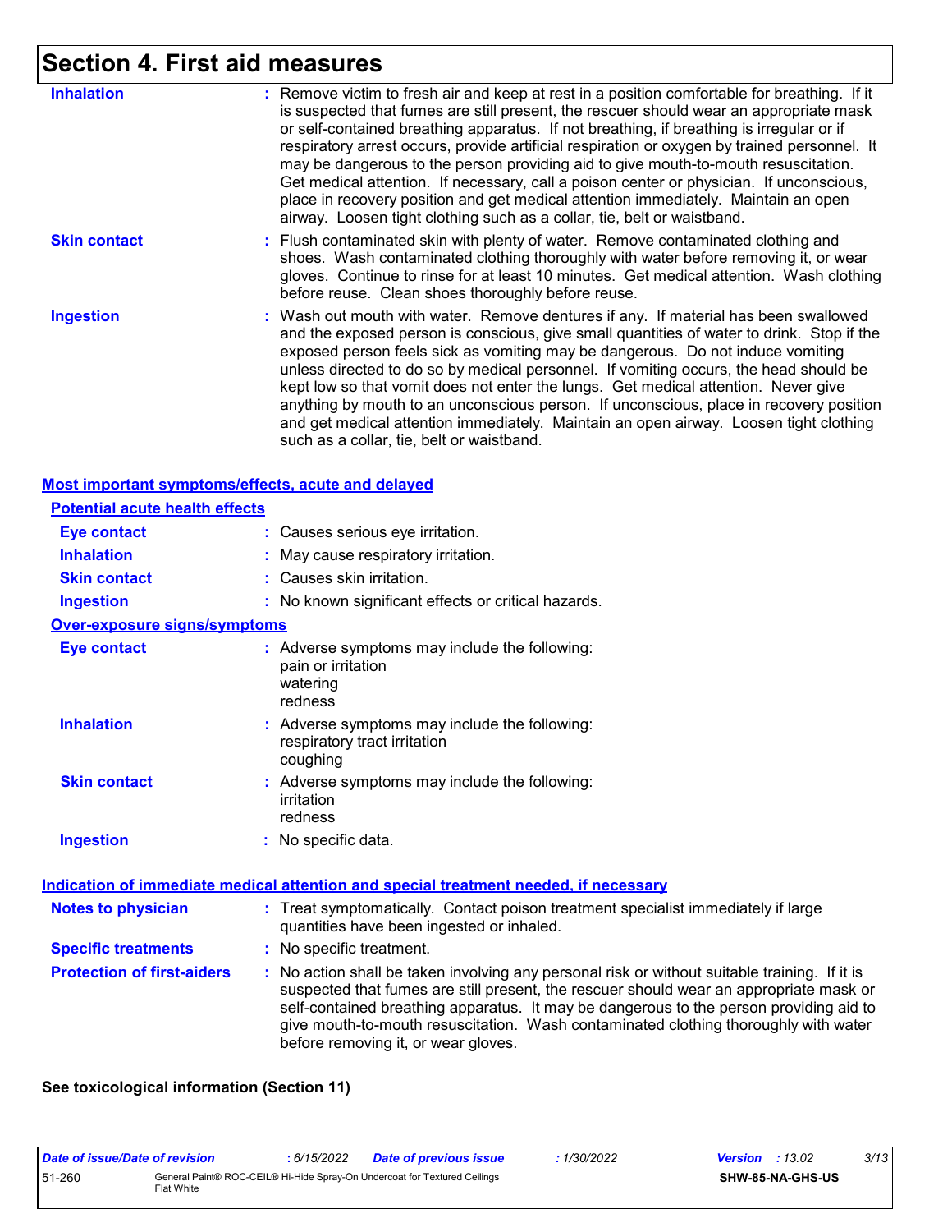# Section 4. First aid measures

| | |
|---|---|
| **Inhalation** | : Remove victim to fresh air and keep at rest in a position comfortable for breathing. If it is suspected that fumes are still present, the rescuer should wear an appropriate mask or self-contained breathing apparatus. If not breathing, if breathing is irregular or if respiratory arrest occurs, provide artificial respiration or oxygen by trained personnel. It may be dangerous to the person providing aid to give mouth-to-mouth resuscitation. Get medical attention. If necessary, call a poison center or physician. If unconscious, place in recovery position and get medical attention immediately. Maintain an open airway. Loosen tight clothing such as a collar, tie, belt or waistband. |
| **Skin contact** | : Flush contaminated skin with plenty of water. Remove contaminated clothing and shoes. Wash contaminated clothing thoroughly with water before removing it, or wear gloves. Continue to rinse for at least 10 minutes. Get medical attention. Wash clothing before reuse. Clean shoes thoroughly before reuse. |
| **Ingestion** | : Wash out mouth with water. Remove dentures if any. If material has been swallowed and the exposed person is conscious, give small quantities of water to drink. Stop if the exposed person feels sick as vomiting may be dangerous. Do not induce vomiting unless directed to do so by medical personnel. If vomiting occurs, the head should be kept low so that vomit does not enter the lungs. Get medical attention. Never give anything by mouth to an unconscious person. If unconscious, place in recovery position and get medical attention immediately. Maintain an open airway. Loosen tight clothing such as a collar, tie, belt or waistband. |

## Most important symptoms/effects, acute and delayed

### Potential acute health effects

| | |
|---|---|
| **Eye contact** | : Causes serious eye irritation. |
| **Inhalation** | : May cause respiratory irritation. |
| **Skin contact** | : Causes skin irritation. |
| **Ingestion** | : No known significant effects or critical hazards. |

### Over-exposure signs/symptoms

| | |
|---|---|
| **Eye contact** | : Adverse symptoms may include the following:<br>pain or irritation<br>watering<br>redness |
| **Inhalation** | : Adverse symptoms may include the following:<br>respiratory tract irritation<br>coughing |
| **Skin contact** | : Adverse symptoms may include the following:<br>irritation<br>redness |
| **Ingestion** | : No specific data. |

## Indication of immediate medical attention and special treatment needed, if necessary

| | |
|---|---|
| **Notes to physician** | : Treat symptomatically. Contact poison treatment specialist immediately if large quantities have been ingested or inhaled. |
| **Specific treatments** | : No specific treatment. |
| **Protection of first-aiders** | : No action shall be taken involving any personal risk or without suitable training. If it is suspected that fumes are still present, the rescuer should wear an appropriate mask or self-contained breathing apparatus. It may be dangerous to the person providing aid to give mouth-to-mouth resuscitation. Wash contaminated clothing thoroughly with water before removing it, or wear gloves. |

**See toxicological information (Section 11)**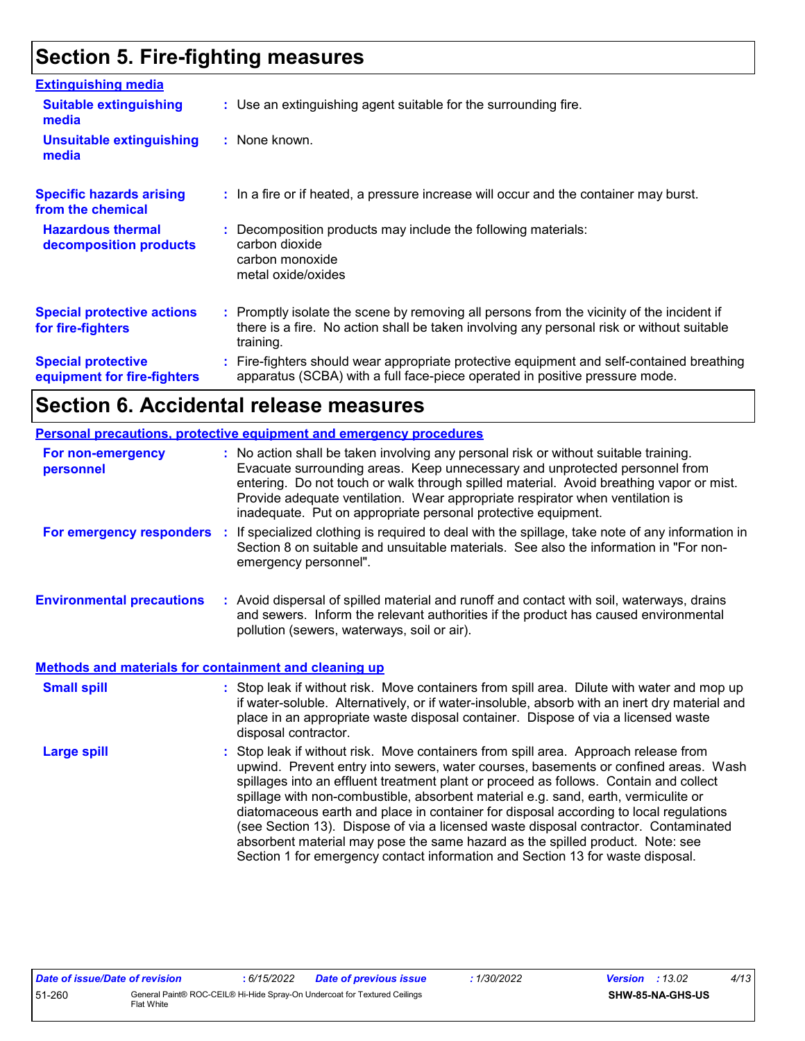## Section 5. Fire-fighting measures

**Extinguishing media**

**Suitable extinguishing media** : Use an extinguishing agent suitable for the surrounding fire.

**Unsuitable extinguishing media** : None known.

**Specific hazards arising from the chemical** : In a fire or if heated, a pressure increase will occur and the container may burst.

**Hazardous thermal decomposition products** : Decomposition products may include the following materials:
carbon dioxide
carbon monoxide
metal oxide/oxides

**Special protective actions for fire-fighters** : Promptly isolate the scene by removing all persons from the vicinity of the incident if there is a fire. No action shall be taken involving any personal risk or without suitable training.

**Special protective equipment for fire-fighters** : Fire-fighters should wear appropriate protective equipment and self-contained breathing apparatus (SCBA) with a full face-piece operated in positive pressure mode.

## Section 6. Accidental release measures

**Personal precautions, protective equipment and emergency procedures**

**For non-emergency personnel** : No action shall be taken involving any personal risk or without suitable training. Evacuate surrounding areas. Keep unnecessary and unprotected personnel from entering. Do not touch or walk through spilled material. Avoid breathing vapor or mist. Provide adequate ventilation. Wear appropriate respirator when ventilation is inadequate. Put on appropriate personal protective equipment.

**For emergency responders** : If specialized clothing is required to deal with the spillage, take note of any information in Section 8 on suitable and unsuitable materials. See also the information in "For non-emergency personnel".

**Environmental precautions** : Avoid dispersal of spilled material and runoff and contact with soil, waterways, drains and sewers. Inform the relevant authorities if the product has caused environmental pollution (sewers, waterways, soil or air).

**Methods and materials for containment and cleaning up**

**Small spill** : Stop leak if without risk. Move containers from spill area. Dilute with water and mop up if water-soluble. Alternatively, or if water-insoluble, absorb with an inert dry material and place in an appropriate waste disposal container. Dispose of via a licensed waste disposal contractor.

**Large spill** : Stop leak if without risk. Move containers from spill area. Approach release from upwind. Prevent entry into sewers, water courses, basements or confined areas. Wash spillages into an effluent treatment plant or proceed as follows. Contain and collect spillage with non-combustible, absorbent material e.g. sand, earth, vermiculite or diatomaceous earth and place in container for disposal according to local regulations (see Section 13). Dispose of via a licensed waste disposal contractor. Contaminated absorbent material may pose the same hazard as the spilled product. Note: see Section 1 for emergency contact information and Section 13 for waste disposal.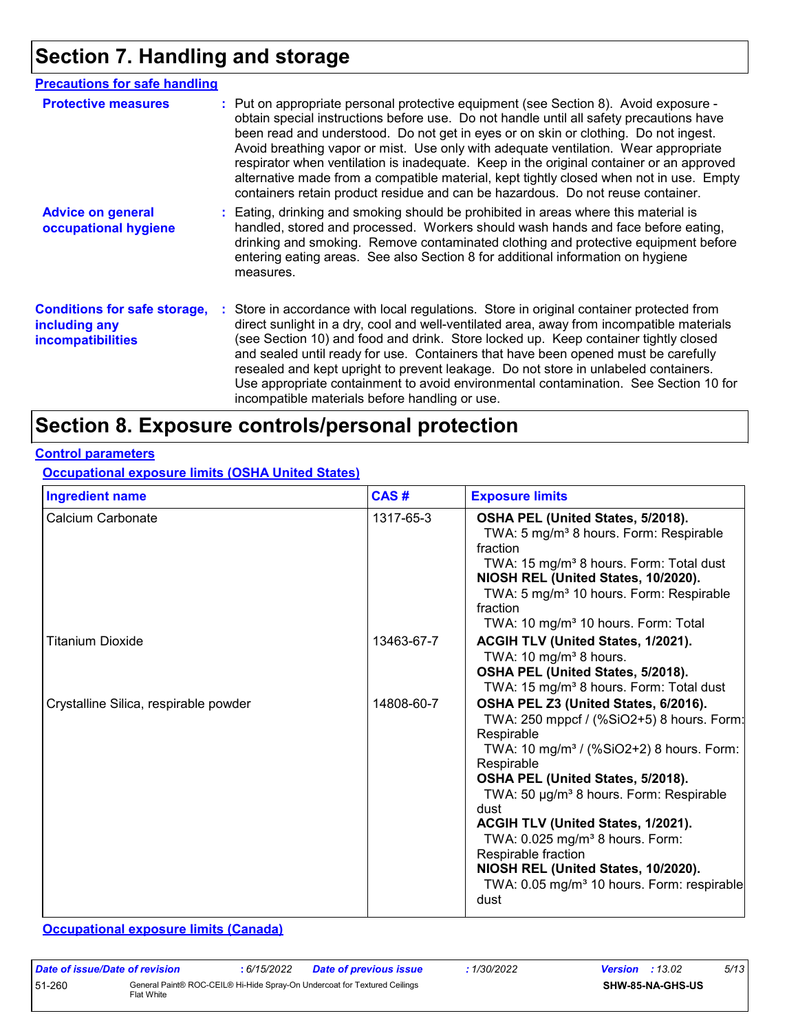# Section 7. Handling and storage

### Precautions for safe handling

**Protective measures** : Put on appropriate personal protective equipment (see Section 8). Avoid exposure - obtain special instructions before use. Do not handle until all safety precautions have been read and understood. Do not get in eyes or on skin or clothing. Do not ingest. Avoid breathing vapor or mist. Use only with adequate ventilation. Wear appropriate respirator when ventilation is inadequate. Keep in the original container or an approved alternative made from a compatible material, kept tightly closed when not in use. Empty containers retain product residue and can be hazardous. Do not reuse container.

**Advice on general occupational hygiene** : Eating, drinking and smoking should be prohibited in areas where this material is handled, stored and processed. Workers should wash hands and face before eating, drinking and smoking. Remove contaminated clothing and protective equipment before entering eating areas. See also Section 8 for additional information on hygiene measures.

**Conditions for safe storage, including any incompatibilities** : Store in accordance with local regulations. Store in original container protected from direct sunlight in a dry, cool and well-ventilated area, away from incompatible materials (see Section 10) and food and drink. Store locked up. Keep container tightly closed and sealed until ready for use. Containers that have been opened must be carefully resealed and kept upright to prevent leakage. Do not store in unlabeled containers. Use appropriate containment to avoid environmental contamination. See Section 10 for incompatible materials before handling or use.

# Section 8. Exposure controls/personal protection

### Control parameters

#### Occupational exposure limits (OSHA United States)

| Ingredient name | CAS # | Exposure limits |
|---|---|---|
| Calcium Carbonate | 1317-65-3 | **OSHA PEL (United States, 5/2018).**<br>TWA: 5 mg/m³ 8 hours. Form: Respirable fraction<br>TWA: 15 mg/m³ 8 hours. Form: Total dust<br>**NIOSH REL (United States, 10/2020).**<br>TWA: 5 mg/m³ 10 hours. Form: Respirable fraction<br>TWA: 10 mg/m³ 10 hours. Form: Total |
| Titanium Dioxide | 13463-67-7 | **ACGIH TLV (United States, 1/2021).**<br>TWA: 10 mg/m³ 8 hours.<br>**OSHA PEL (United States, 5/2018).**<br>TWA: 15 mg/m³ 8 hours. Form: Total dust |
| Crystalline Silica, respirable powder | 14808-60-7 | **OSHA PEL Z3 (United States, 6/2016).**<br>TWA: 250 mppcf / (%SiO2+5) 8 hours. Form: Respirable<br>TWA: 10 mg/m³ / (%SiO2+2) 8 hours. Form: Respirable<br>**OSHA PEL (United States, 5/2018).**<br>TWA: 50 µg/m³ 8 hours. Form: Respirable dust<br>**ACGIH TLV (United States, 1/2021).**<br>TWA: 0.025 mg/m³ 8 hours. Form: Respirable fraction<br>**NIOSH REL (United States, 10/2020).**<br>TWA: 0.05 mg/m³ 10 hours. Form: respirable dust |

#### Occupational exposure limits (Canada)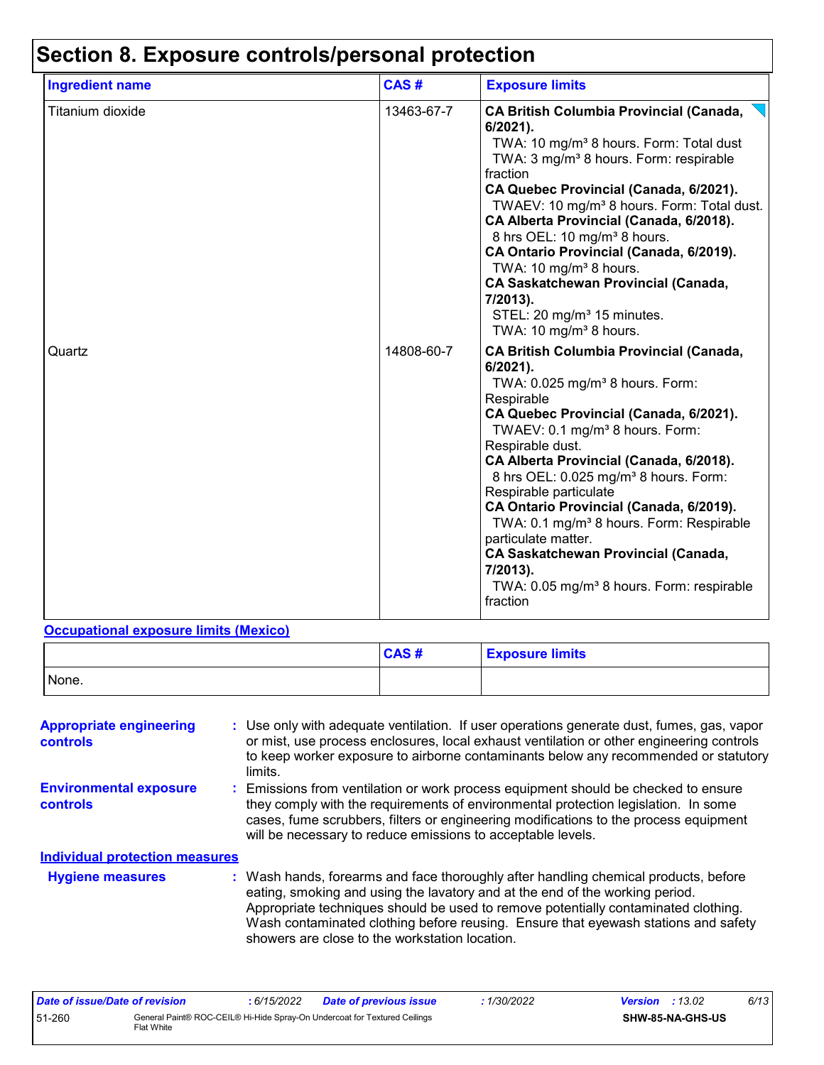# Section 8. Exposure controls/personal protection

| Ingredient name | CAS # | Exposure limits |
|---|---|---|
| Titanium dioxide | 13463-67-7 | **CA British Columbia Provincial (Canada, 6/2021).**<br>TWA: 10 mg/m³ 8 hours. Form: Total dust<br>TWA: 3 mg/m³ 8 hours. Form: respirable fraction<br>**CA Quebec Provincial (Canada, 6/2021).**<br>TWAEV: 10 mg/m³ 8 hours. Form: Total dust.<br>**CA Alberta Provincial (Canada, 6/2018).**<br>8 hrs OEL: 10 mg/m³ 8 hours.<br>**CA Ontario Provincial (Canada, 6/2019).**<br>TWA: 10 mg/m³ 8 hours.<br>**CA Saskatchewan Provincial (Canada, 7/2013).**<br>STEL: 20 mg/m³ 15 minutes.<br>TWA: 10 mg/m³ 8 hours. |
| Quartz | 14808-60-7 | **CA British Columbia Provincial (Canada, 6/2021).**<br>TWA: 0.025 mg/m³ 8 hours. Form: Respirable<br>**CA Quebec Provincial (Canada, 6/2021).**<br>TWAEV: 0.1 mg/m³ 8 hours. Form: Respirable dust.<br>**CA Alberta Provincial (Canada, 6/2018).**<br>8 hrs OEL: 0.025 mg/m³ 8 hours. Form: Respirable particulate<br>**CA Ontario Provincial (Canada, 6/2019).**<br>TWA: 0.1 mg/m³ 8 hours. Form: Respirable particulate matter.<br>**CA Saskatchewan Provincial (Canada, 7/2013).**<br>TWA: 0.05 mg/m³ 8 hours. Form: respirable fraction |

**Occupational exposure limits (Mexico)**

| | CAS # | Exposure limits |
|---|---|---|
| None. | | |

**Appropriate engineering controls** : Use only with adequate ventilation. If user operations generate dust, fumes, gas, vapor or mist, use process enclosures, local exhaust ventilation or other engineering controls to keep worker exposure to airborne contaminants below any recommended or statutory limits.

**Environmental exposure controls** : Emissions from ventilation or work process equipment should be checked to ensure they comply with the requirements of environmental protection legislation. In some cases, fume scrubbers, filters or engineering modifications to the process equipment will be necessary to reduce emissions to acceptable levels.

**Individual protection measures**

**Hygiene measures** : Wash hands, forearms and face thoroughly after handling chemical products, before eating, smoking and using the lavatory and at the end of the working period. Appropriate techniques should be used to remove potentially contaminated clothing. Wash contaminated clothing before reusing. Ensure that eyewash stations and safety showers are close to the workstation location.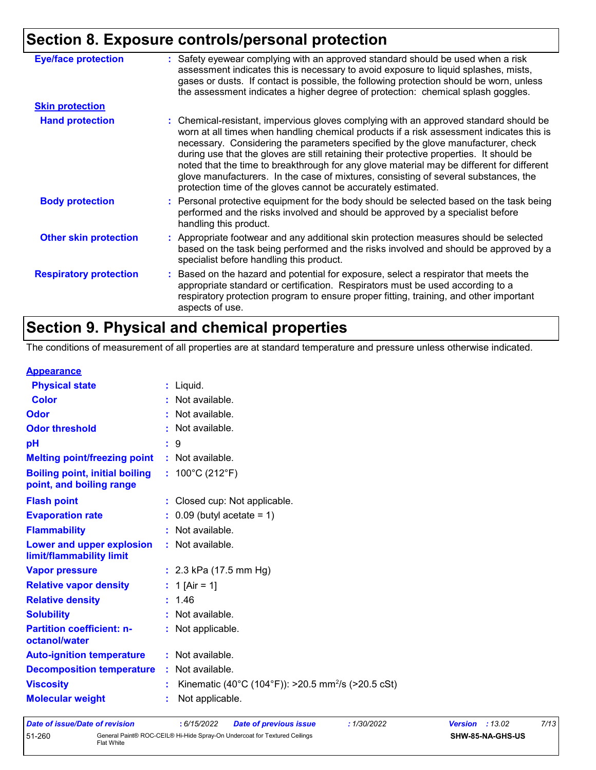## Section 8. Exposure controls/personal protection

**Eye/face protection** : Safety eyewear complying with an approved standard should be used when a risk assessment indicates this is necessary to avoid exposure to liquid splashes, mists, gases or dusts. If contact is possible, the following protection should be worn, unless the assessment indicates a higher degree of protection: chemical splash goggles.

**Skin protection**

**Hand protection** : Chemical-resistant, impervious gloves complying with an approved standard should be worn at all times when handling chemical products if a risk assessment indicates this is necessary. Considering the parameters specified by the glove manufacturer, check during use that the gloves are still retaining their protective properties. It should be noted that the time to breakthrough for any glove material may be different for different glove manufacturers. In the case of mixtures, consisting of several substances, the protection time of the gloves cannot be accurately estimated.

**Body protection** : Personal protective equipment for the body should be selected based on the task being performed and the risks involved and should be approved by a specialist before handling this product.

**Other skin protection** : Appropriate footwear and any additional skin protection measures should be selected based on the task being performed and the risks involved and should be approved by a specialist before handling this product.

**Respiratory protection** : Based on the hazard and potential for exposure, select a respirator that meets the appropriate standard or certification. Respirators must be used according to a respiratory protection program to ensure proper fitting, training, and other important aspects of use.

## Section 9. Physical and chemical properties

The conditions of measurement of all properties are at standard temperature and pressure unless otherwise indicated.

**Appearance**

| Property | Value |
|---|---|
| Physical state | Liquid. |
| Color | Not available. |
| Odor | Not available. |
| Odor threshold | Not available. |
| pH | 9 |
| Melting point/freezing point | Not available. |
| Boiling point, initial boiling point, and boiling range | 100°C (212°F) |
| Flash point | Closed cup: Not applicable. |
| Evaporation rate | 0.09 (butyl acetate = 1) |
| Flammability | Not available. |
| Lower and upper explosion limit/flammability limit | Not available. |
| Vapor pressure | 2.3 kPa (17.5 mm Hg) |
| Relative vapor density | 1 [Air = 1] |
| Relative density | 1.46 |
| Solubility | Not available. |
| Partition coefficient: n-octanol/water | Not applicable. |
| Auto-ignition temperature | Not available. |
| Decomposition temperature | Not available. |
| Viscosity | Kinematic (40°C (104°F)): >20.5 $mm^2/s$ (>20.5 cSt) |
| Molecular weight | Not applicable. |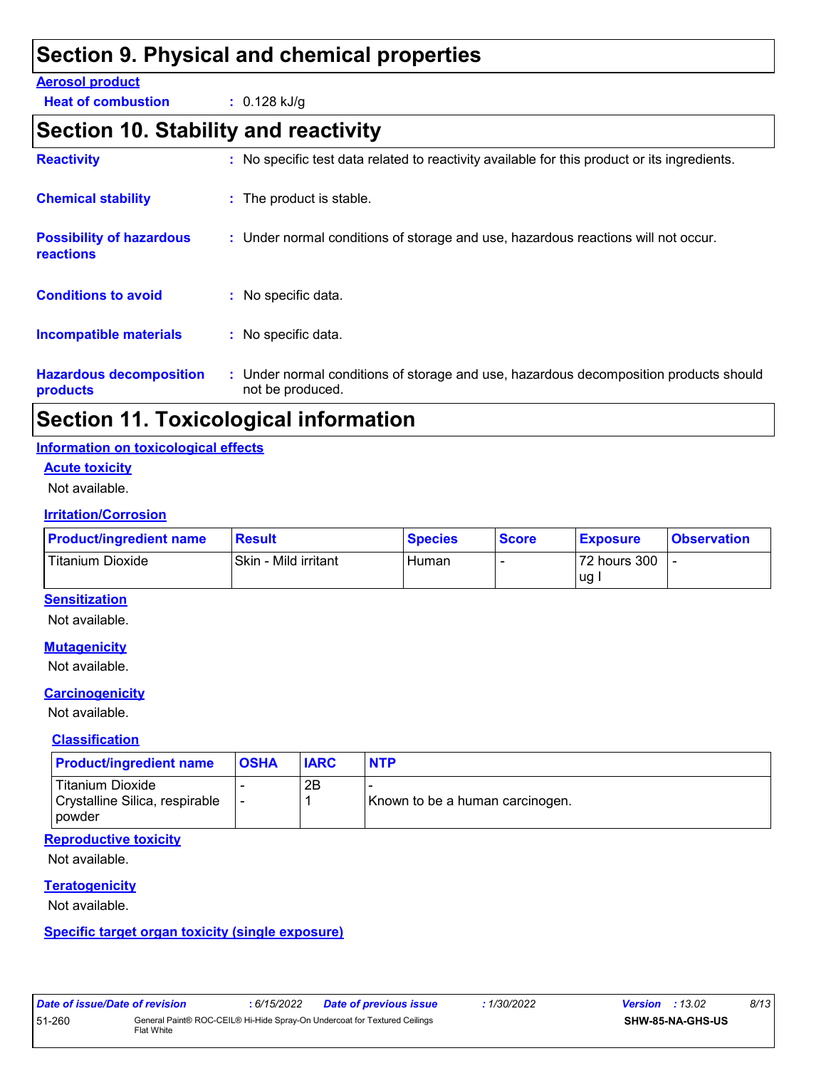# Section 9. Physical and chemical properties

**Aerosol product**

**Heat of combustion** : 0.128 kJ/g

# Section 10. Stability and reactivity

**Reactivity** : No specific test data related to reactivity available for this product or its ingredients.

**Chemical stability** : The product is stable.

**Possibility of hazardous reactions** : Under normal conditions of storage and use, hazardous reactions will not occur.

**Conditions to avoid** : No specific data.

**Incompatible materials** : No specific data.

**Hazardous decomposition products** : Under normal conditions of storage and use, hazardous decomposition products should not be produced.

# Section 11. Toxicological information

## Information on toxicological effects

### Acute toxicity

Not available.

### Irritation/Corrosion

| Product/ingredient name | Result | Species | Score | Exposure | Observation |
|---|---|---|---|---|---|
| Titanium Dioxide | Skin - Mild irritant | Human | - | 72 hours 300 ug I | - |

### Sensitization

Not available.

### Mutagenicity

Not available.

### Carcinogenicity

Not available.

### Classification

| Product/ingredient name | OSHA | IARC | NTP |
|---|---|---|---|
| Titanium Dioxide | - | 2B | - |
| Crystalline Silica, respirable powder | - | 1 | Known to be a human carcinogen. |

### Reproductive toxicity

Not available.

### Teratogenicity

Not available.

### Specific target organ toxicity (single exposure)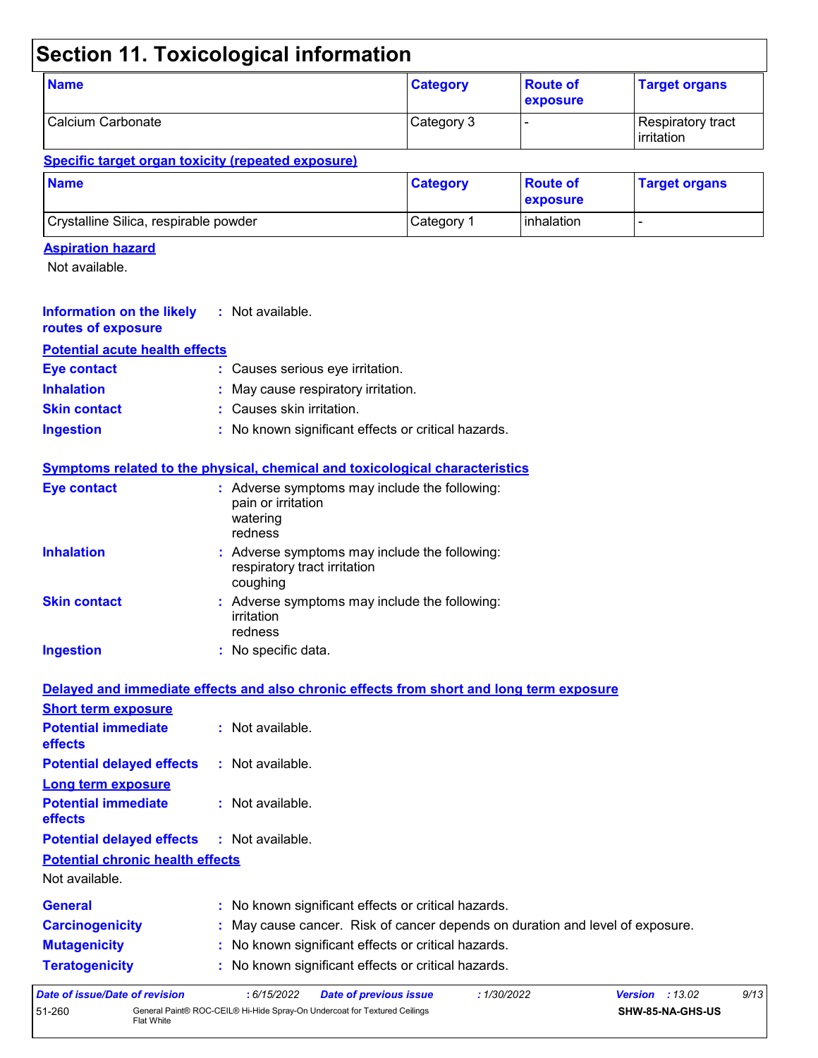# Section 11. Toxicological information

| Name | Category | Route of exposure | Target organs |
|---|---|---|---|
| Calcium Carbonate | Category 3 | - | Respiratory tract irritation |

**Specific target organ toxicity (repeated exposure)**

| Name | Category | Route of exposure | Target organs |
|---|---|---|---|
| Crystalline Silica, respirable powder | Category 1 | inhalation | - |

**Aspiration hazard**

Not available.

**Information on the likely routes of exposure** : Not available.

**Potential acute health effects**

**Eye contact** : Causes serious eye irritation.

**Inhalation** : May cause respiratory irritation.

**Skin contact** : Causes skin irritation.

**Ingestion** : No known significant effects or critical hazards.

**Symptoms related to the physical, chemical and toxicological characteristics**

**Eye contact** : Adverse symptoms may include the following:
pain or irritation
watering
redness

**Inhalation** : Adverse symptoms may include the following:
respiratory tract irritation
coughing

**Skin contact** : Adverse symptoms may include the following:
irritation
redness

**Ingestion** : No specific data.

**Delayed and immediate effects and also chronic effects from short and long term exposure**

**Short term exposure**

**Potential immediate effects** : Not available.

**Potential delayed effects** : Not available.

**Long term exposure**

**Potential immediate effects** : Not available.

**Potential delayed effects** : Not available.

**Potential chronic health effects**

Not available.

**General** : No known significant effects or critical hazards.

**Carcinogenicity** : May cause cancer. Risk of cancer depends on duration and level of exposure.

**Mutagenicity** : No known significant effects or critical hazards.

**Teratogenicity** : No known significant effects or critical hazards.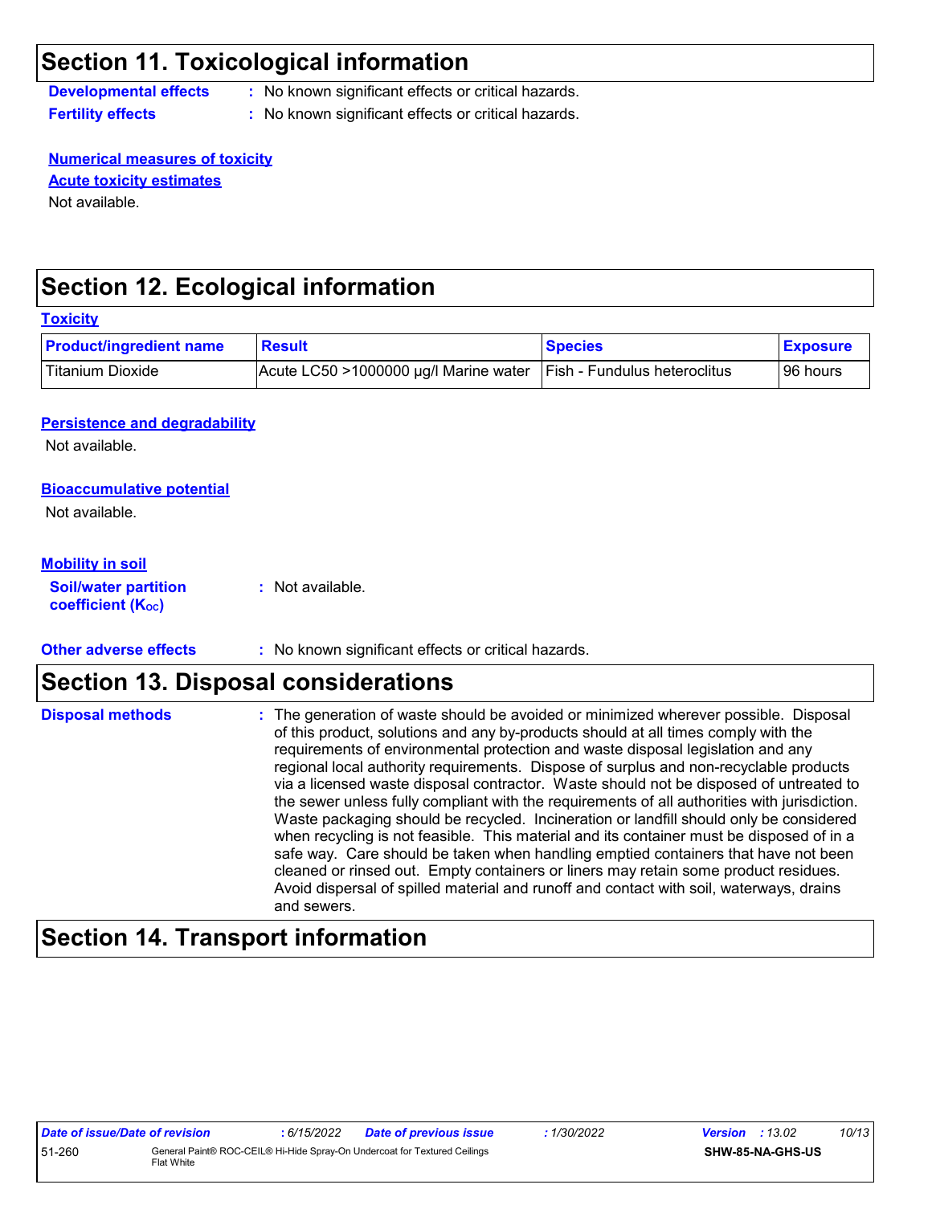## Section 11. Toxicological information

**Developmental effects** : No known significant effects or critical hazards.

**Fertility effects** : No known significant effects or critical hazards.

**Numerical measures of toxicity**

**Acute toxicity estimates**

Not available.

## Section 12. Ecological information

**Toxicity**

| Product/ingredient name | Result | Species | Exposure |
|---|---|---|---|
| Titanium Dioxide | Acute LC50 >1000000 µg/l Marine water | Fish - Fundulus heteroclitus | 96 hours |

**Persistence and degradability**

Not available.

**Bioaccumulative potential**

Not available.

**Mobility in soil**

**Soil/water partition coefficient ($K_{OC}$)** : Not available.

**Other adverse effects** : No known significant effects or critical hazards.

## Section 13. Disposal considerations

**Disposal methods** : The generation of waste should be avoided or minimized wherever possible. Disposal of this product, solutions and any by-products should at all times comply with the requirements of environmental protection and waste disposal legislation and any regional local authority requirements. Dispose of surplus and non-recyclable products via a licensed waste disposal contractor. Waste should not be disposed of untreated to the sewer unless fully compliant with the requirements of all authorities with jurisdiction. Waste packaging should be recycled. Incineration or landfill should only be considered when recycling is not feasible. This material and its container must be disposed of in a safe way. Care should be taken when handling emptied containers that have not been cleaned or rinsed out. Empty containers or liners may retain some product residues. Avoid dispersal of spilled material and runoff and contact with soil, waterways, drains and sewers.

## Section 14. Transport information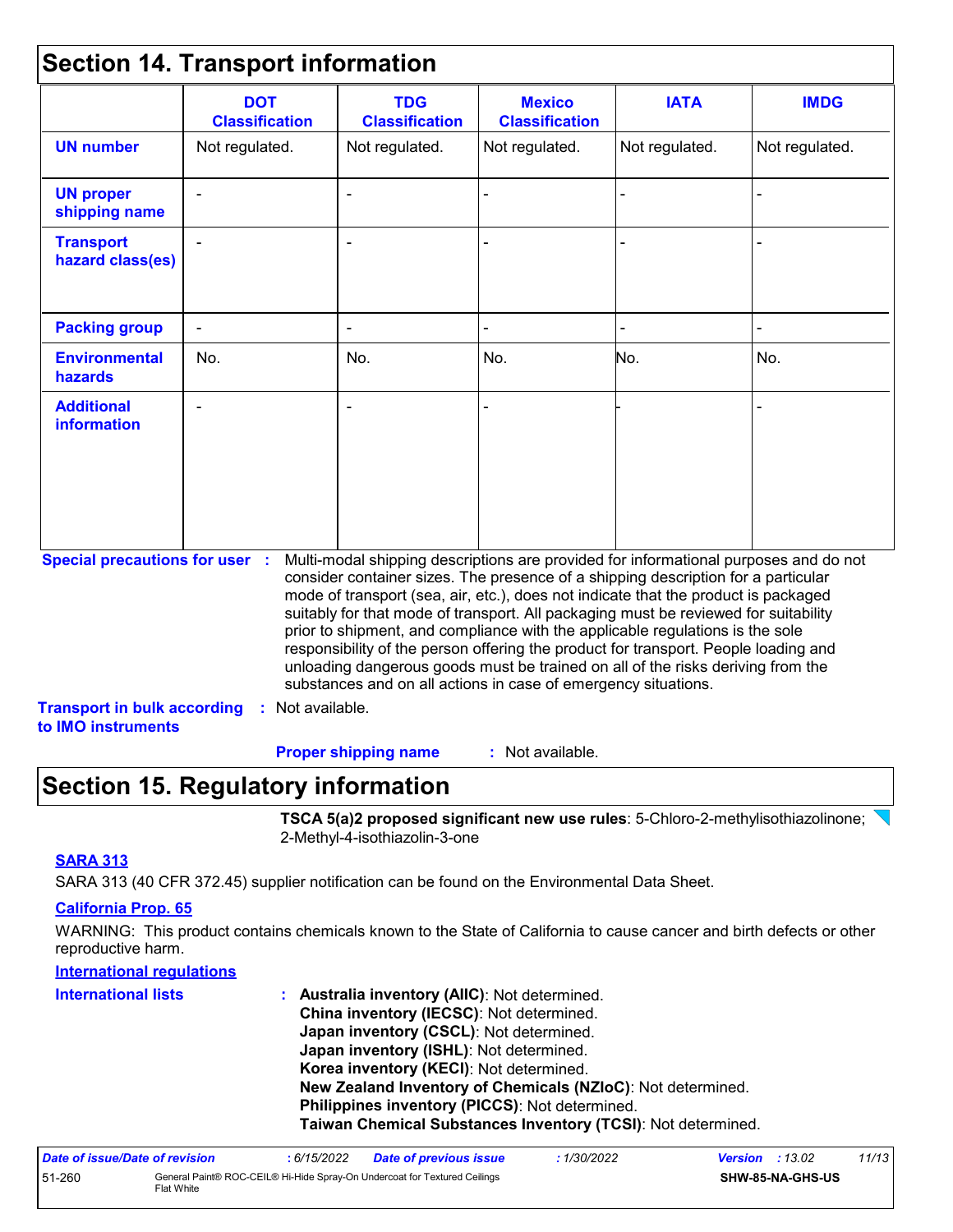## Section 14. Transport information

| | DOT Classification | TDG Classification | Mexico Classification | IATA | IMDG |
|---|---|---|---|---|---|
| **UN number** | Not regulated. | Not regulated. | Not regulated. | Not regulated. | Not regulated. |
| **UN proper shipping name** | - | - | - | - | - |
| **Transport hazard class(es)** | - | - | - | - | - |
| **Packing group** | - | - | - | - | - |
| **Environmental hazards** | No. | No. | No. | No. | No. |
| **Additional information** | - | - | - | - | - |

**Special precautions for user** : Multi-modal shipping descriptions are provided for informational purposes and do not consider container sizes. The presence of a shipping description for a particular mode of transport (sea, air, etc.), does not indicate that the product is packaged suitably for that mode of transport. All packaging must be reviewed for suitability prior to shipment, and compliance with the applicable regulations is the sole responsibility of the person offering the product for transport. People loading and unloading dangerous goods must be trained on all of the risks deriving from the substances and on all actions in case of emergency situations.

**Transport in bulk according to IMO instruments** : Not available.

**Proper shipping name** : Not available.

## Section 15. Regulatory information

**TSCA 5(a)2 proposed significant new use rules**: 5-Chloro-2-methylisothiazolinone; 2-Methyl-4-isothiazolin-3-one

**SARA 313**

SARA 313 (40 CFR 372.45) supplier notification can be found on the Environmental Data Sheet.

**California Prop. 65**

WARNING: This product contains chemicals known to the State of California to cause cancer and birth defects or other reproductive harm.

**International regulations**

**International lists** :
- **Australia inventory (AIIC)**: Not determined.
- **China inventory (IECSC)**: Not determined.
- **Japan inventory (CSCL)**: Not determined.
- **Japan inventory (ISHL)**: Not determined.
- **Korea inventory (KECI)**: Not determined.
- **New Zealand Inventory of Chemicals (NZIoC)**: Not determined.
- **Philippines inventory (PICCS)**: Not determined.
- **Taiwan Chemical Substances Inventory (TCSI)**: Not determined.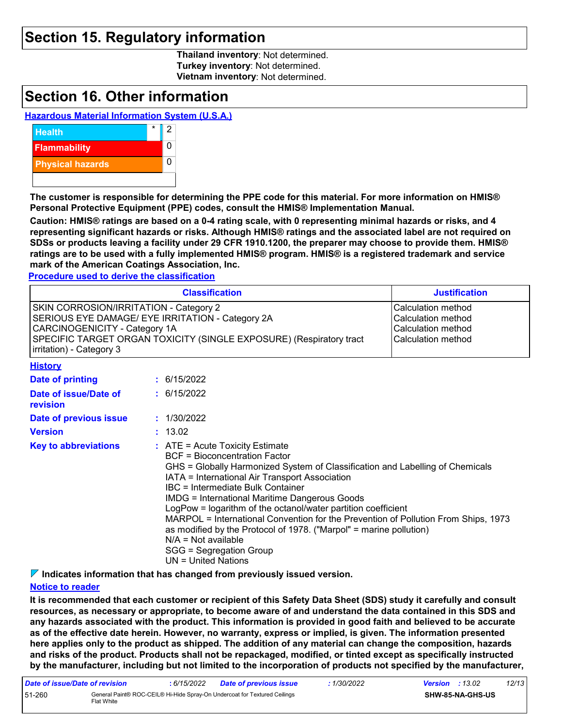# Section 15. Regulatory information

**Thailand inventory**: Not determined.
**Turkey inventory**: Not determined.
**Vietnam inventory**: Not determined.

# Section 16. Other information

**Hazardous Material Information System (U.S.A.)**

| | | |
|---|---|---|
| Health | * | 2 |
| Flammability | | 0 |
| Physical hazards | | 0 |
| | | |

**The customer is responsible for determining the PPE code for this material. For more information on HMIS® Personal Protective Equipment (PPE) codes, consult the HMIS® Implementation Manual.**

**Caution: HMIS® ratings are based on a 0-4 rating scale, with 0 representing minimal hazards or risks, and 4 representing significant hazards or risks. Although HMIS® ratings and the associated label are not required on SDSs or products leaving a facility under 29 CFR 1910.1200, the preparer may choose to provide them. HMIS® ratings are to be used with a fully implemented HMIS® program. HMIS® is a registered trademark and service mark of the American Coatings Association, Inc.**

**Procedure used to derive the classification**

| Classification | Justification |
|---|---|
| SKIN CORROSION/IRRITATION - Category 2 | Calculation method |
| SERIOUS EYE DAMAGE/ EYE IRRITATION - Category 2A | Calculation method |
| CARCINOGENICITY - Category 1A | Calculation method |
| SPECIFIC TARGET ORGAN TOXICITY (SINGLE EXPOSURE) (Respiratory tract irritation) - Category 3 | Calculation method |

**History**

**Date of printing** : 6/15/2022

**Date of issue/Date of revision** : 6/15/2022

**Date of previous issue** : 1/30/2022

**Version** : 13.02

**Key to abbreviations** :
ATE = Acute Toxicity Estimate
BCF = Bioconcentration Factor
GHS = Globally Harmonized System of Classification and Labelling of Chemicals
IATA = International Air Transport Association
IBC = Intermediate Bulk Container
IMDG = International Maritime Dangerous Goods
LogPow = logarithm of the octanol/water partition coefficient
MARPOL = International Convention for the Prevention of Pollution From Ships, 1973 as modified by the Protocol of 1978. ("Marpol" = marine pollution)
N/A = Not available
SGG = Segregation Group
UN = United Nations

**Indicates information that has changed from previously issued version.**

**Notice to reader**

**It is recommended that each customer or recipient of this Safety Data Sheet (SDS) study it carefully and consult resources, as necessary or appropriate, to become aware of and understand the data contained in this SDS and any hazards associated with the product. This information is provided in good faith and believed to be accurate as of the effective date herein. However, no warranty, express or implied, is given. The information presented here applies only to the product as shipped. The addition of any material can change the composition, hazards and risks of the product. Products shall not be repackaged, modified, or tinted except as specifically instructed by the manufacturer, including but not limited to the incorporation of products not specified by the manufacturer,**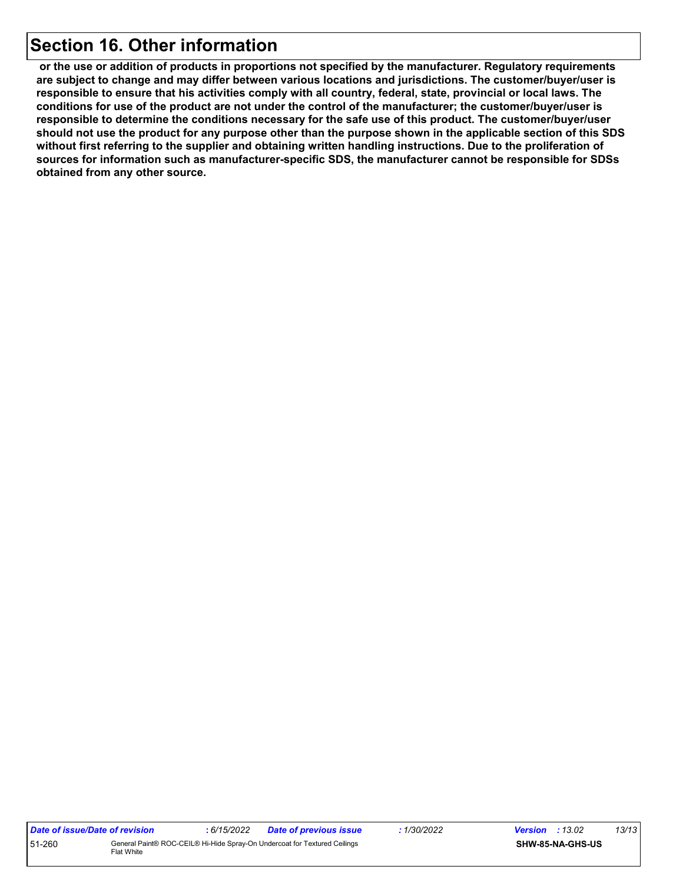## Section 16. Other information

**or the use or addition of products in proportions not specified by the manufacturer. Regulatory requirements are subject to change and may differ between various locations and jurisdictions. The customer/buyer/user is responsible to ensure that his activities comply with all country, federal, state, provincial or local laws. The conditions for use of the product are not under the control of the manufacturer; the customer/buyer/user is responsible to determine the conditions necessary for the safe use of this product. The customer/buyer/user should not use the product for any purpose other than the purpose shown in the applicable section of this SDS without first referring to the supplier and obtaining written handling instructions. Due to the proliferation of sources for information such as manufacturer-specific SDS, the manufacturer cannot be responsible for SDSs obtained from any other source.**